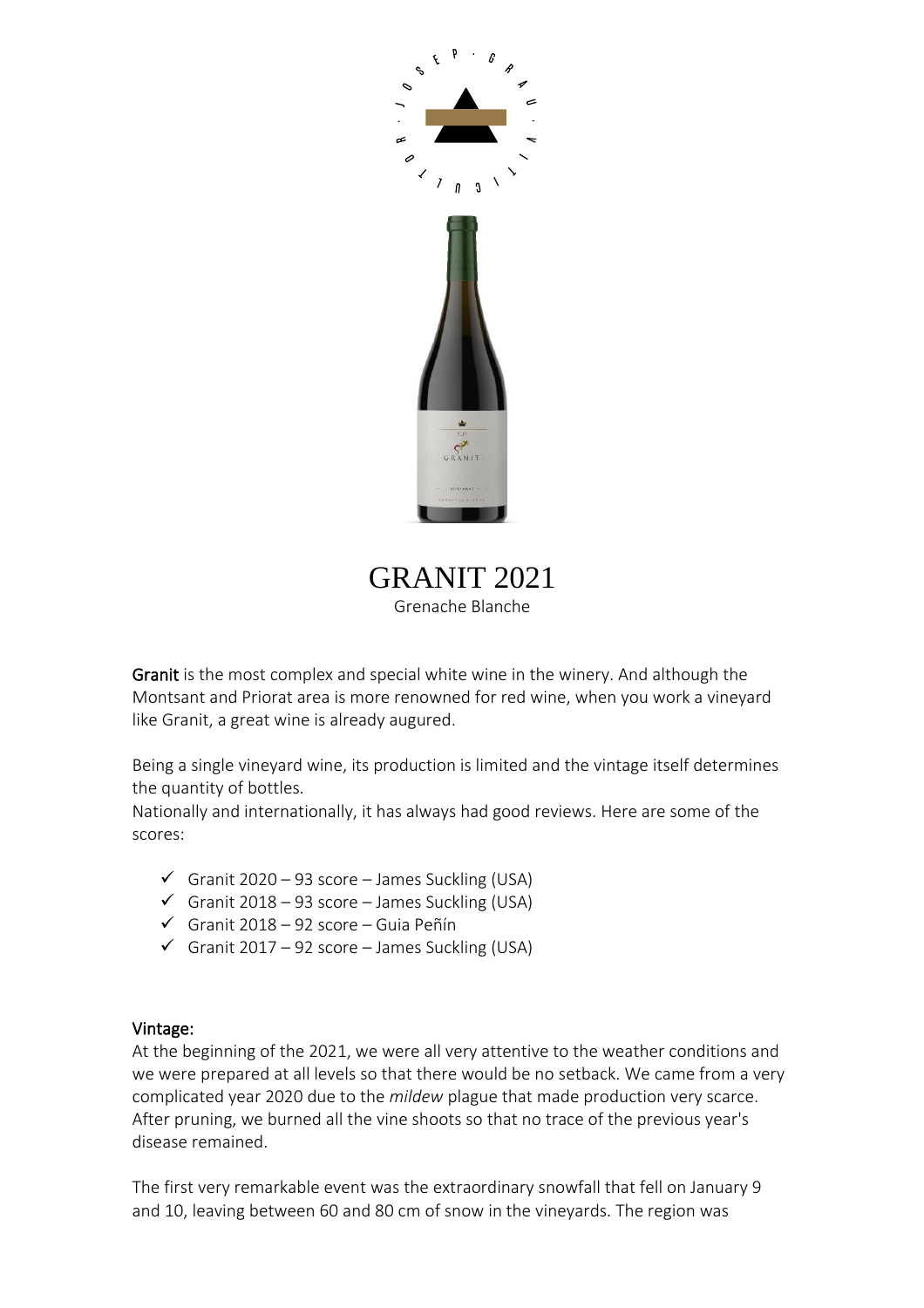# GRANIT 2021

Grenache Blanche

**Granit** is the most complex and special white wine in the winery. And although the Montsant and Priorat area is more renowned for red wine, when you work a vineyard like Granit, a great wine is already augured.

Being a single vineyard wine, its production is limited and the vintage itself determines the quantity of bottles.

Nationally and internationally, it has always had good reviews. Here are some of the scores:

- ✓ Granit 2020 – 93 score – James Suckling (USA)
- ✓ Granit 2018 – 93 score – James Suckling (USA)
- ✓ Granit 2018 – 92 score – Guia Peñín
- ✓ Granit 2017 – 92 score – James Suckling (USA)

## Vintage:

At the beginning of the 2021, we were all very attentive to the weather conditions and we were prepared at all levels so that there would be no setback. We came from a very complicated year 2020 due to the *mildew* plague that made production very scarce. After pruning, we burned all the vine shoots so that no trace of the previous year's disease remained.

The first very remarkable event was the extraordinary snowfall that fell on January 9 and 10, leaving between 60 and 80 cm of snow in the vineyards. The region was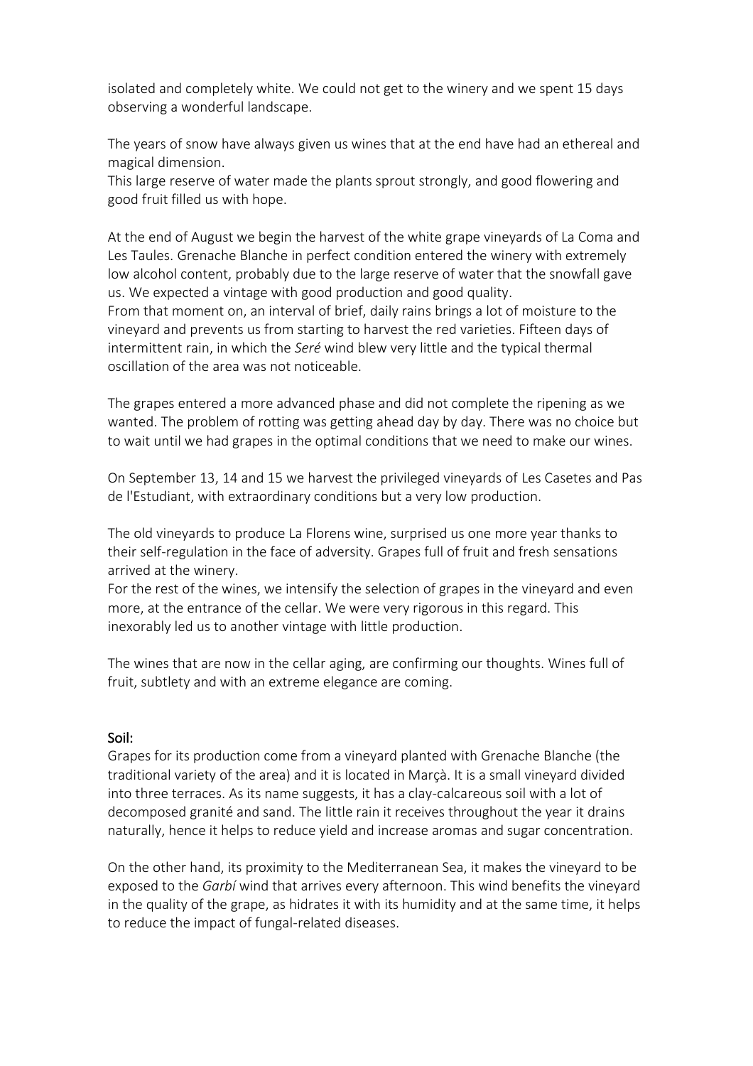isolated and completely white. We could not get to the winery and we spent 15 days observing a wonderful landscape.

The years of snow have always given us wines that at the end have had an ethereal and magical dimension.
This large reserve of water made the plants sprout strongly, and good flowering and good fruit filled us with hope.

At the end of August we begin the harvest of the white grape vineyards of La Coma and Les Taules. Grenache Blanche in perfect condition entered the winery with extremely low alcohol content, probably due to the large reserve of water that the snowfall gave us. We expected a vintage with good production and good quality.
From that moment on, an interval of brief, daily rains brings a lot of moisture to the vineyard and prevents us from starting to harvest the red varieties. Fifteen days of intermittent rain, in which the *Seré* wind blew very little and the typical thermal oscillation of the area was not noticeable.

The grapes entered a more advanced phase and did not complete the ripening as we wanted. The problem of rotting was getting ahead day by day. There was no choice but to wait until we had grapes in the optimal conditions that we need to make our wines.

On September 13, 14 and 15 we harvest the privileged vineyards of Les Casetes and Pas de l'Estudiant, with extraordinary conditions but a very low production.

The old vineyards to produce La Florens wine, surprised us one more year thanks to their self-regulation in the face of adversity. Grapes full of fruit and fresh sensations arrived at the winery.
For the rest of the wines, we intensify the selection of grapes in the vineyard and even more, at the entrance of the cellar. We were very rigorous in this regard. This inexorably led us to another vintage with little production.

The wines that are now in the cellar aging, are confirming our thoughts. Wines full of fruit, subtlety and with an extreme elegance are coming.

## Soil:

Grapes for its production come from a vineyard planted with Grenache Blanche (the traditional variety of the area) and it is located in Marçà. It is a small vineyard divided into three terraces. As its name suggests, it has a clay-calcareous soil with a lot of decomposed granité and sand. The little rain it receives throughout the year it drains naturally, hence it helps to reduce yield and increase aromas and sugar concentration.

On the other hand, its proximity to the Mediterranean Sea, it makes the vineyard to be exposed to the *Garbí* wind that arrives every afternoon. This wind benefits the vineyard in the quality of the grape, as hidrates it with its humidity and at the same time, it helps to reduce the impact of fungal-related diseases.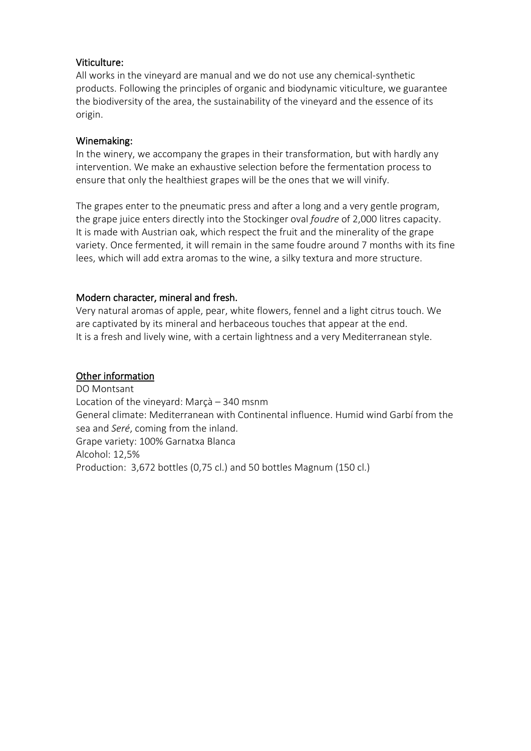## Viticulture:

All works in the vineyard are manual and we do not use any chemical-synthetic products. Following the principles of organic and biodynamic viticulture, we guarantee the biodiversity of the area, the sustainability of the vineyard and the essence of its origin.

## Winemaking:

In the winery, we accompany the grapes in their transformation, but with hardly any intervention. We make an exhaustive selection before the fermentation process to ensure that only the healthiest grapes will be the ones that we will vinify.

The grapes enter to the pneumatic press and after a long and a very gentle program, the grape juice enters directly into the Stockinger oval *foudre* of 2,000 litres capacity. It is made with Austrian oak, which respect the fruit and the minerality of the grape variety. Once fermented, it will remain in the same foudre around 7 months with its fine lees, which will add extra aromas to the wine, a silky textura and more structure.

## Modern character, mineral and fresh.

Very natural aromas of apple, pear, white flowers, fennel and a light citrus touch. We are captivated by its mineral and herbaceous touches that appear at the end.
It is a fresh and lively wine, with a certain lightness and a very Mediterranean style.

## Other information

DO Montsant
Location of the vineyard: Marçà – 340 msnm
General climate: Mediterranean with Continental influence. Humid wind Garbí from the sea and *Seré*, coming from the inland.
Grape variety: 100% Garnatxa Blanca
Alcohol: 12,5%
Production: 3,672 bottles (0,75 cl.) and 50 bottles Magnum (150 cl.)